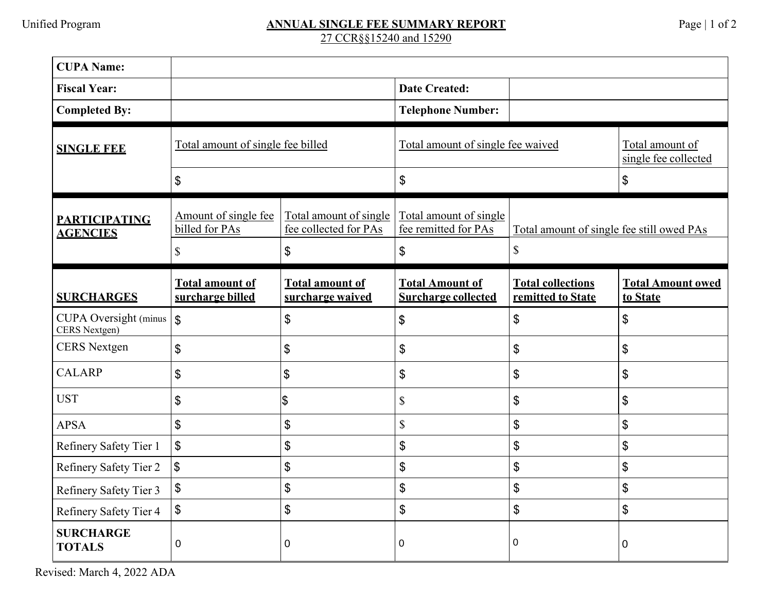Unified Program

# ANNUAL SINGLE FEE SUMMARY REPORT

27 CCR§§15240 and 15290

| **CUPA Name:** | | | | | |
|---|---|---|---|---|---|
| **Fiscal Year:** | | | **Date Created:** | | |
| **Completed By:** | | | **Telephone Number:** | | |
| **SINGLE FEE** | Total amount of single fee billed | | Total amount of single fee waived | | Total amount of single fee collected |
| | $ | | $ | | $ |
| **PARTICIPATING AGENCIES** | Amount of single fee billed for PAs | Total amount of single fee collected for PAs | Total amount of single fee remitted for PAs | Total amount of single fee still owed PAs | |
| | $ | $ | $ | $ | |
| **SURCHARGES** | **Total amount of surcharge billed** | **Total amount of surcharge waived** | **Total Amount of Surcharge collected** | **Total collections remitted to State** | **Total Amount owed to State** |
| CUPA Oversight (minus CERS Nextgen) | $ | $ | $ | $ | $ |
| CERS Nextgen | $ | $ | $ | $ | $ |
| CALARP | $ | $ | $ | $ | $ |
| UST | $ | $ | $ | $ | $ |
| APSA | $ | $ | $ | $ | $ |
| Refinery Safety Tier 1 | $ | $ | $ | $ | $ |
| Refinery Safety Tier 2 | $ | $ | $ | $ | $ |
| Refinery Safety Tier 3 | $ | $ | $ | $ | $ |
| Refinery Safety Tier 4 | $ | $ | $ | $ | $ |
| **SURCHARGE TOTALS** | 0 | 0 | 0 | 0 | 0 |

Revised: March 4, 2022 ADA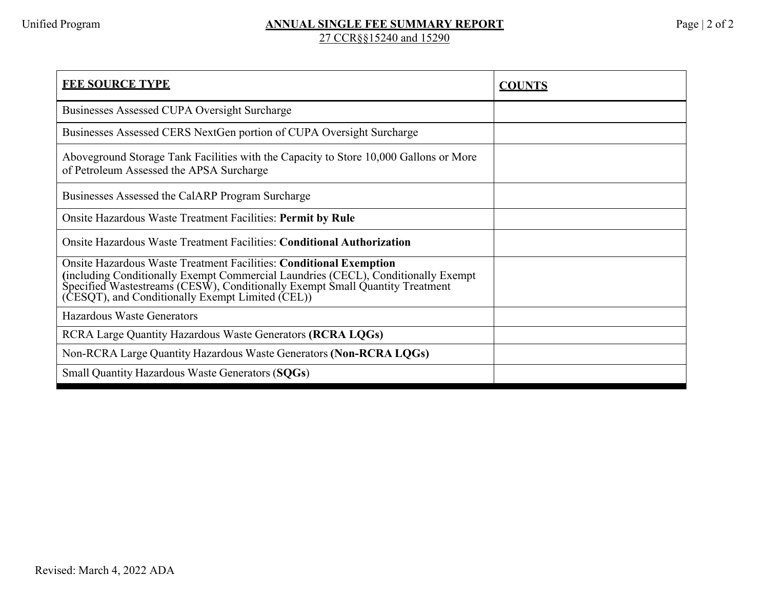| FEE SOURCE TYPE | COUNTS |
| --- | --- |
| Businesses Assessed CUPA Oversight Surcharge | |
| Businesses Assessed CERS NextGen portion of CUPA Oversight Surcharge | |
| Aboveground Storage Tank Facilities with the Capacity to Store 10,000 Gallons or More of Petroleum Assessed the APSA Surcharge | |
| Businesses Assessed the CalARP Program Surcharge | |
| Onsite Hazardous Waste Treatment Facilities: **Permit by Rule** | |
| Onsite Hazardous Waste Treatment Facilities: **Conditional Authorization** | |
| Onsite Hazardous Waste Treatment Facilities: **Conditional Exemption** (including Conditionally Exempt Commercial Laundries (CECL), Conditionally Exempt Specified Wastestreams (CESW), Conditionally Exempt Small Quantity Treatment (CESQT), and Conditionally Exempt Limited (CEL)) | |
| Hazardous Waste Generators | |
| RCRA Large Quantity Hazardous Waste Generators **(RCRA LQGs)** | |
| Non-RCRA Large Quantity Hazardous Waste Generators **(Non-RCRA LQGs)** | |
| Small Quantity Hazardous Waste Generators (**SQGs**) | |

Revised: March 4, 2022 ADA